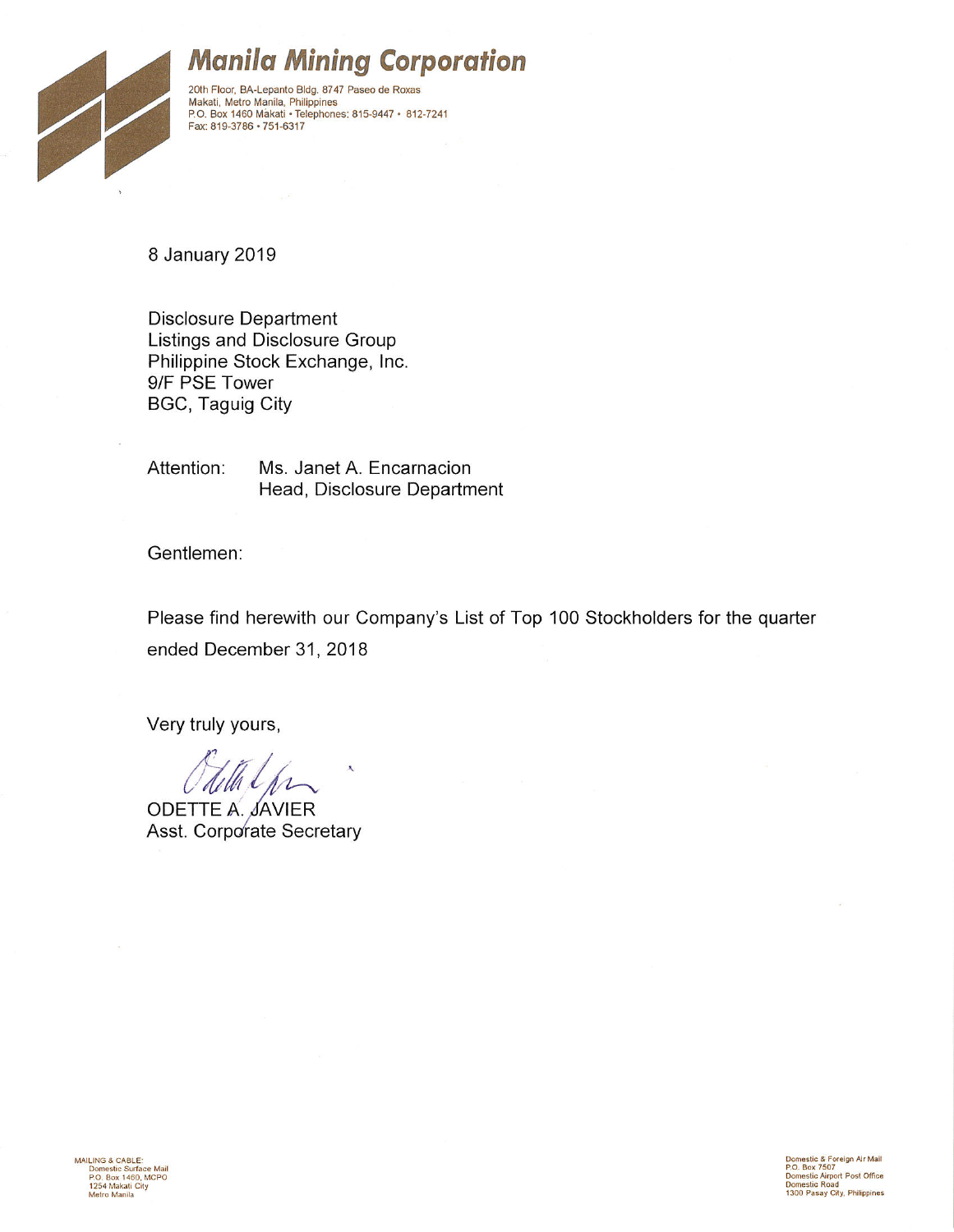# Manila Mining Corporation

20th Floor, BA-Lepanto Bldg. 8747 Paseo de Roxas
Makati, Metro Manila, Philippines
P.O. Box 1460 Makati • Telephones: 815-9447 • 812-7241
Fax: 819-3786 • 751-6317

8 January 2019

Disclosure Department
Listings and Disclosure Group
Philippine Stock Exchange, Inc.
9/F PSE Tower
BGC, Taguig City

Attention: Ms. Janet A. Encarnacion
Head, Disclosure Department

Gentlemen:

Please find herewith our Company's List of Top 100 Stockholders for the quarter ended December 31, 2018

Very truly yours,

ODETTE A. JAVIER
Asst. Corporate Secretary

MAILING & CABLE:
Domestic Surface Mail
P.O. Box 1460, MCPO
1254 Makati City
Metro Manila

Domestic & Foreign Air Mail
P.O. Box 7507
Domestic Airport Post Office
Domestic Road
1300 Pasay City, Philippines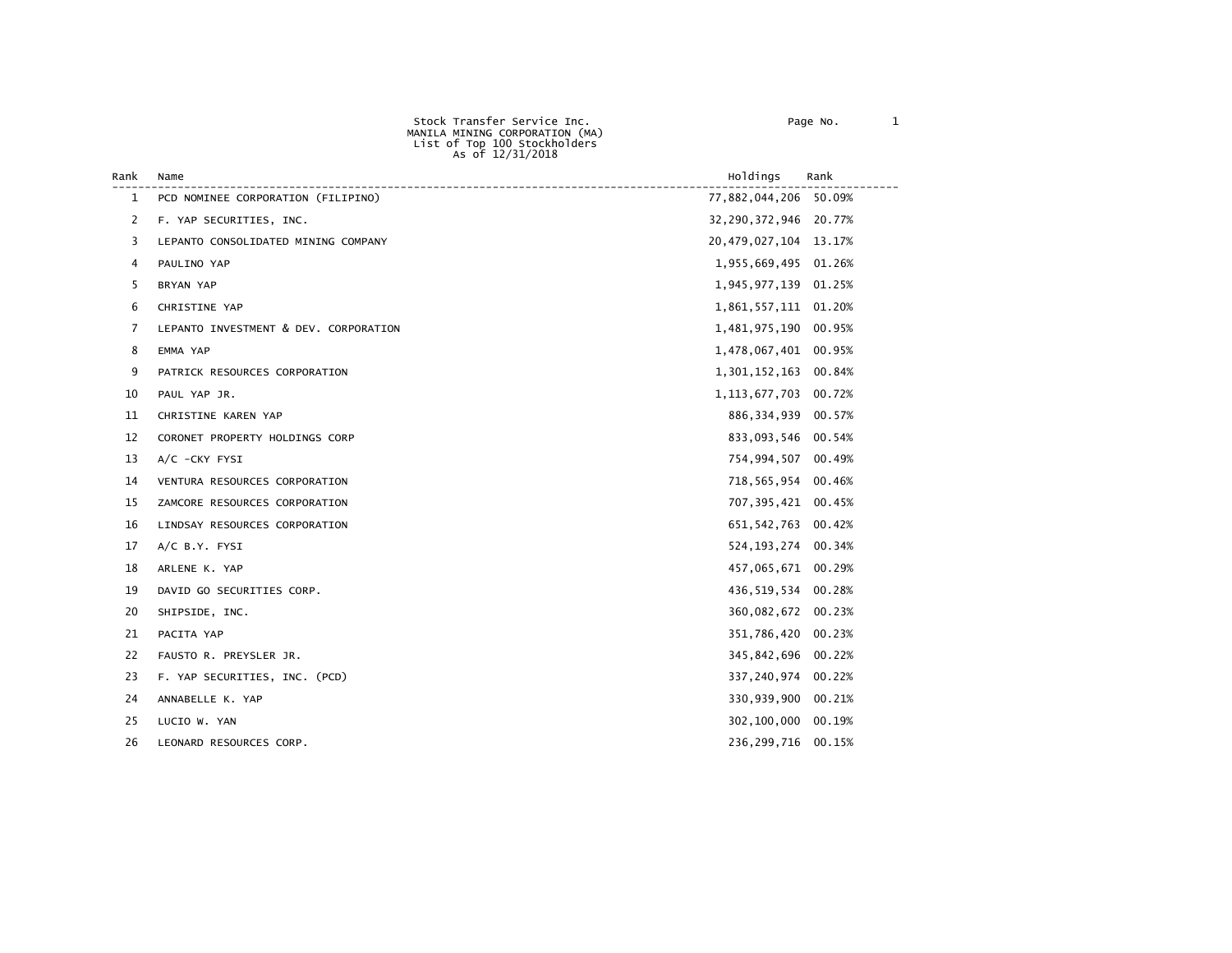Stock Transfer Service Inc.
MANILA MINING CORPORATION (MA)
List of Top 100 Stockholders
As of 12/31/2018

| Rank | Name | Holdings | Rank |
|---|---|---|---|
| 1 | PCD NOMINEE CORPORATION (FILIPINO) | 77,882,044,206 | 50.09% |
| 2 | F. YAP SECURITIES, INC. | 32,290,372,946 | 20.77% |
| 3 | LEPANTO CONSOLIDATED MINING COMPANY | 20,479,027,104 | 13.17% |
| 4 | PAULINO YAP | 1,955,669,495 | 01.26% |
| 5 | BRYAN YAP | 1,945,977,139 | 01.25% |
| 6 | CHRISTINE YAP | 1,861,557,111 | 01.20% |
| 7 | LEPANTO INVESTMENT & DEV. CORPORATION | 1,481,975,190 | 00.95% |
| 8 | EMMA YAP | 1,478,067,401 | 00.95% |
| 9 | PATRICK RESOURCES CORPORATION | 1,301,152,163 | 00.84% |
| 10 | PAUL YAP JR. | 1,113,677,703 | 00.72% |
| 11 | CHRISTINE KAREN YAP | 886,334,939 | 00.57% |
| 12 | CORONET PROPERTY HOLDINGS CORP | 833,093,546 | 00.54% |
| 13 | A/C -CKY FYSI | 754,994,507 | 00.49% |
| 14 | VENTURA RESOURCES CORPORATION | 718,565,954 | 00.46% |
| 15 | ZAMCORE RESOURCES CORPORATION | 707,395,421 | 00.45% |
| 16 | LINDSAY RESOURCES CORPORATION | 651,542,763 | 00.42% |
| 17 | A/C B.Y. FYSI | 524,193,274 | 00.34% |
| 18 | ARLENE K. YAP | 457,065,671 | 00.29% |
| 19 | DAVID GO SECURITIES CORP. | 436,519,534 | 00.28% |
| 20 | SHIPSIDE, INC. | 360,082,672 | 00.23% |
| 21 | PACITA YAP | 351,786,420 | 00.23% |
| 22 | FAUSTO R. PREYSLER JR. | 345,842,696 | 00.22% |
| 23 | F. YAP SECURITIES, INC. (PCD) | 337,240,974 | 00.22% |
| 24 | ANNABELLE K. YAP | 330,939,900 | 00.21% |
| 25 | LUCIO W. YAN | 302,100,000 | 00.19% |
| 26 | LEONARD RESOURCES CORP. | 236,299,716 | 00.15% |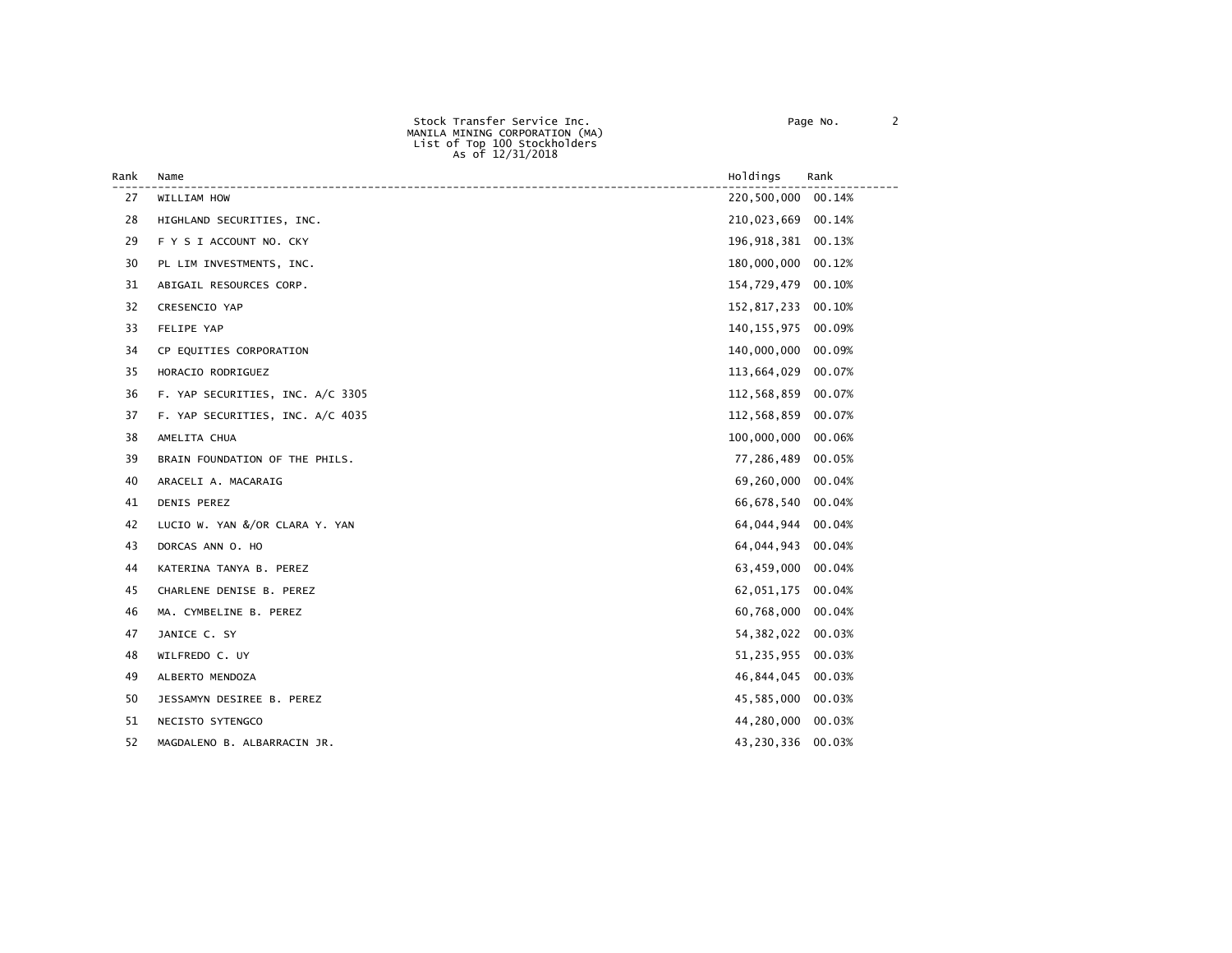Stock Transfer Service Inc.
MANILA MINING CORPORATION (MA)
List of Top 100 Stockholders
As of 12/31/2018

| Rank | Name | Holdings | Rank |
|---|---|---|---|
| 27 | WILLIAM HOW | 220,500,000 | 00.14% |
| 28 | HIGHLAND SECURITIES, INC. | 210,023,669 | 00.14% |
| 29 | F Y S I ACCOUNT NO. CKY | 196,918,381 | 00.13% |
| 30 | PL LIM INVESTMENTS, INC. | 180,000,000 | 00.12% |
| 31 | ABIGAIL RESOURCES CORP. | 154,729,479 | 00.10% |
| 32 | CRESENCIO YAP | 152,817,233 | 00.10% |
| 33 | FELIPE YAP | 140,155,975 | 00.09% |
| 34 | CP EQUITIES CORPORATION | 140,000,000 | 00.09% |
| 35 | HORACIO RODRIGUEZ | 113,664,029 | 00.07% |
| 36 | F. YAP SECURITIES, INC. A/C 3305 | 112,568,859 | 00.07% |
| 37 | F. YAP SECURITIES, INC. A/C 4035 | 112,568,859 | 00.07% |
| 38 | AMELITA CHUA | 100,000,000 | 00.06% |
| 39 | BRAIN FOUNDATION OF THE PHILS. | 77,286,489 | 00.05% |
| 40 | ARACELI A. MACARAIG | 69,260,000 | 00.04% |
| 41 | DENIS PEREZ | 66,678,540 | 00.04% |
| 42 | LUCIO W. YAN &/OR CLARA Y. YAN | 64,044,944 | 00.04% |
| 43 | DORCAS ANN O. HO | 64,044,943 | 00.04% |
| 44 | KATERINA TANYA B. PEREZ | 63,459,000 | 00.04% |
| 45 | CHARLENE DENISE B. PEREZ | 62,051,175 | 00.04% |
| 46 | MA. CYMBELINE B. PEREZ | 60,768,000 | 00.04% |
| 47 | JANICE C. SY | 54,382,022 | 00.03% |
| 48 | WILFREDO C. UY | 51,235,955 | 00.03% |
| 49 | ALBERTO MENDOZA | 46,844,045 | 00.03% |
| 50 | JESSAMYN DESIREE B. PEREZ | 45,585,000 | 00.03% |
| 51 | NECISTO SYTENGCO | 44,280,000 | 00.03% |
| 52 | MAGDALENO B. ALBARRACIN JR. | 43,230,336 | 00.03% |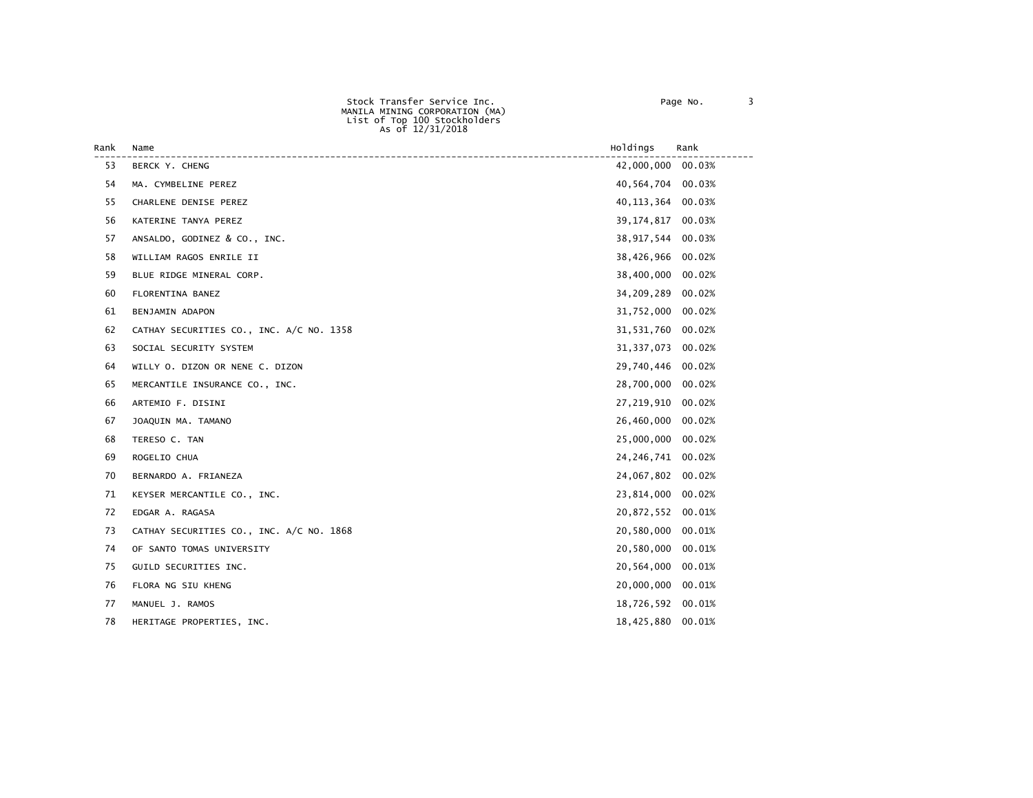Stock Transfer Service Inc.
MANILA MINING CORPORATION (MA)
List of Top 100 Stockholders
As of 12/31/2018

| Rank | Name | Holdings | Rank |
|---|---|---|---|
| 53 | BERCK Y. CHENG | 42,000,000 | 00.03% |
| 54 | MA. CYMBELINE PEREZ | 40,564,704 | 00.03% |
| 55 | CHARLENE DENISE PEREZ | 40,113,364 | 00.03% |
| 56 | KATERINE TANYA PEREZ | 39,174,817 | 00.03% |
| 57 | ANSALDO, GODINEZ & CO., INC. | 38,917,544 | 00.03% |
| 58 | WILLIAM RAGOS ENRILE II | 38,426,966 | 00.02% |
| 59 | BLUE RIDGE MINERAL CORP. | 38,400,000 | 00.02% |
| 60 | FLORENTINA BANEZ | 34,209,289 | 00.02% |
| 61 | BENJAMIN ADAPON | 31,752,000 | 00.02% |
| 62 | CATHAY SECURITIES CO., INC. A/C NO. 1358 | 31,531,760 | 00.02% |
| 63 | SOCIAL SECURITY SYSTEM | 31,337,073 | 00.02% |
| 64 | WILLY O. DIZON OR NENE C. DIZON | 29,740,446 | 00.02% |
| 65 | MERCANTILE INSURANCE CO., INC. | 28,700,000 | 00.02% |
| 66 | ARTEMIO F. DISINI | 27,219,910 | 00.02% |
| 67 | JOAQUIN MA. TAMANO | 26,460,000 | 00.02% |
| 68 | TERESO C. TAN | 25,000,000 | 00.02% |
| 69 | ROGELIO CHUA | 24,246,741 | 00.02% |
| 70 | BERNARDO A. FRIANEZA | 24,067,802 | 00.02% |
| 71 | KEYSER MERCANTILE CO., INC. | 23,814,000 | 00.02% |
| 72 | EDGAR A. RAGASA | 20,872,552 | 00.01% |
| 73 | CATHAY SECURITIES CO., INC. A/C NO. 1868 | 20,580,000 | 00.01% |
| 74 | OF SANTO TOMAS UNIVERSITY | 20,580,000 | 00.01% |
| 75 | GUILD SECURITIES INC. | 20,564,000 | 00.01% |
| 76 | FLORA NG SIU KHENG | 20,000,000 | 00.01% |
| 77 | MANUEL J. RAMOS | 18,726,592 | 00.01% |
| 78 | HERITAGE PROPERTIES, INC. | 18,425,880 | 00.01% |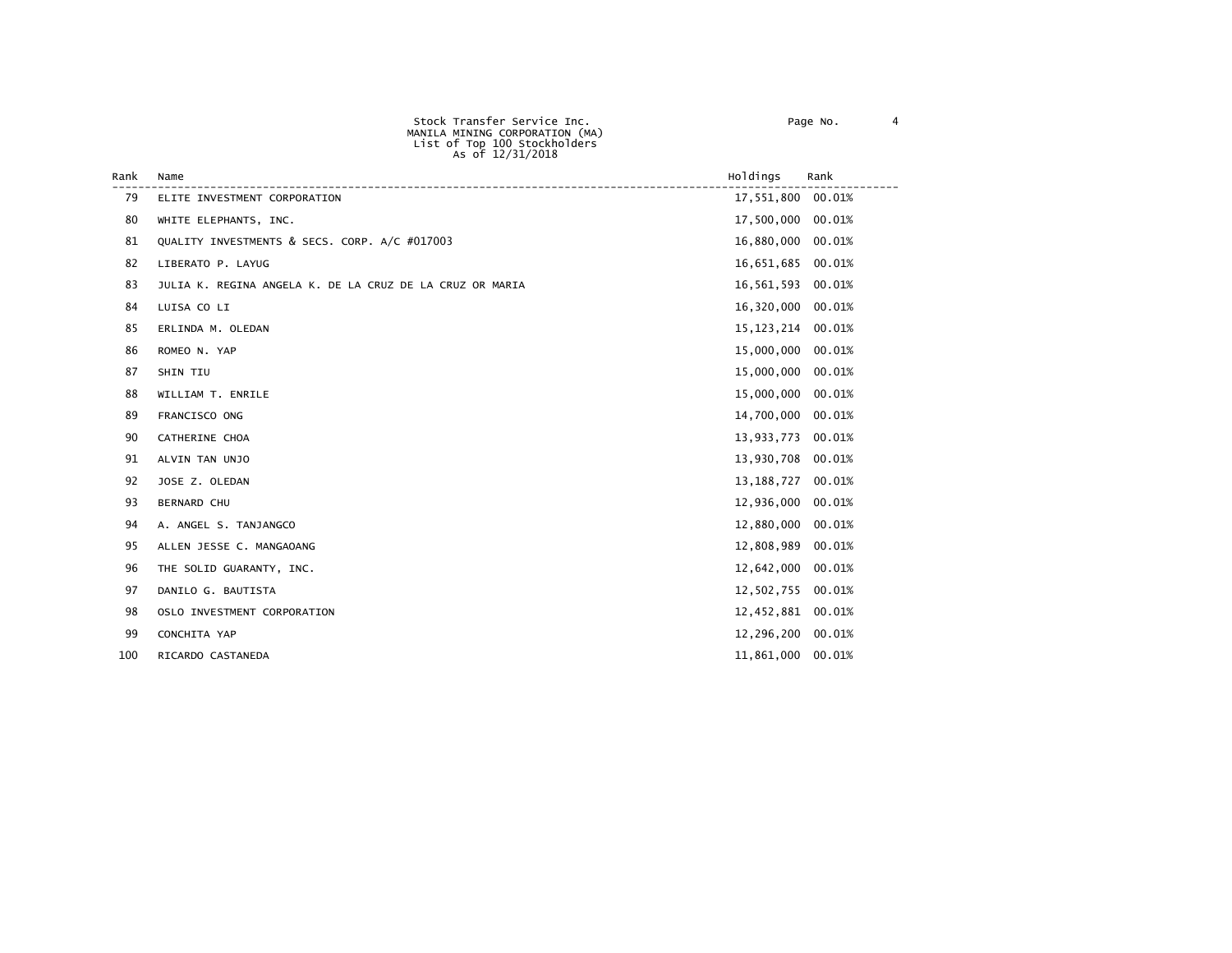Stock Transfer Service Inc.
MANILA MINING CORPORATION (MA)
List of Top 100 Stockholders
As of 12/31/2018

| Rank | Name | Holdings | Rank |
|---|---|---|---|
| 79 | ELITE INVESTMENT CORPORATION | 17,551,800 | 00.01% |
| 80 | WHITE ELEPHANTS, INC. | 17,500,000 | 00.01% |
| 81 | QUALITY INVESTMENTS & SECS. CORP. A/C #017003 | 16,880,000 | 00.01% |
| 82 | LIBERATO P. LAYUG | 16,651,685 | 00.01% |
| 83 | JULIA K. REGINA ANGELA K. DE LA CRUZ DE LA CRUZ OR MARIA | 16,561,593 | 00.01% |
| 84 | LUISA CO LI | 16,320,000 | 00.01% |
| 85 | ERLINDA M. OLEDAN | 15,123,214 | 00.01% |
| 86 | ROMEO N. YAP | 15,000,000 | 00.01% |
| 87 | SHIN TIU | 15,000,000 | 00.01% |
| 88 | WILLIAM T. ENRILE | 15,000,000 | 00.01% |
| 89 | FRANCISCO ONG | 14,700,000 | 00.01% |
| 90 | CATHERINE CHOA | 13,933,773 | 00.01% |
| 91 | ALVIN TAN UNJO | 13,930,708 | 00.01% |
| 92 | JOSE Z. OLEDAN | 13,188,727 | 00.01% |
| 93 | BERNARD CHU | 12,936,000 | 00.01% |
| 94 | A. ANGEL S. TANJANGCO | 12,880,000 | 00.01% |
| 95 | ALLEN JESSE C. MANGAOANG | 12,808,989 | 00.01% |
| 96 | THE SOLID GUARANTY, INC. | 12,642,000 | 00.01% |
| 97 | DANILO G. BAUTISTA | 12,502,755 | 00.01% |
| 98 | OSLO INVESTMENT CORPORATION | 12,452,881 | 00.01% |
| 99 | CONCHITA YAP | 12,296,200 | 00.01% |
| 100 | RICARDO CASTANEDA | 11,861,000 | 00.01% |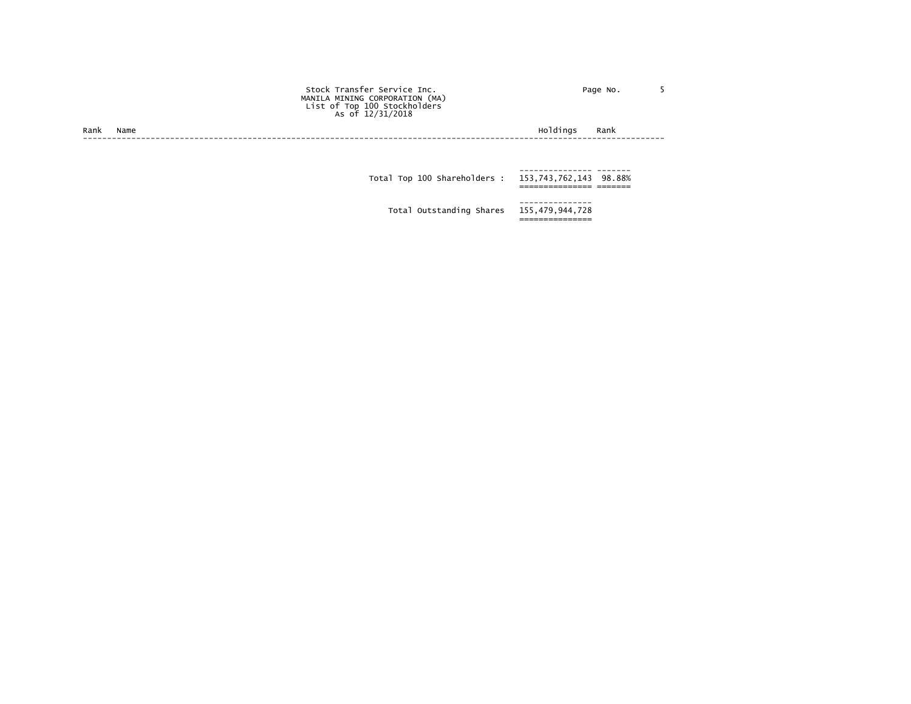Stock Transfer Service Inc.
MANILA MINING CORPORATION (MA)
List of Top 100 Stockholders
As of 12/31/2018

| Rank | Name | Holdings | Rank |
| --- | --- | --- | --- |
| | Total Top 100 Shareholders : | 153,743,762,143 | 98.88% |
| | Total Outstanding Shares | 155,479,944,728 | |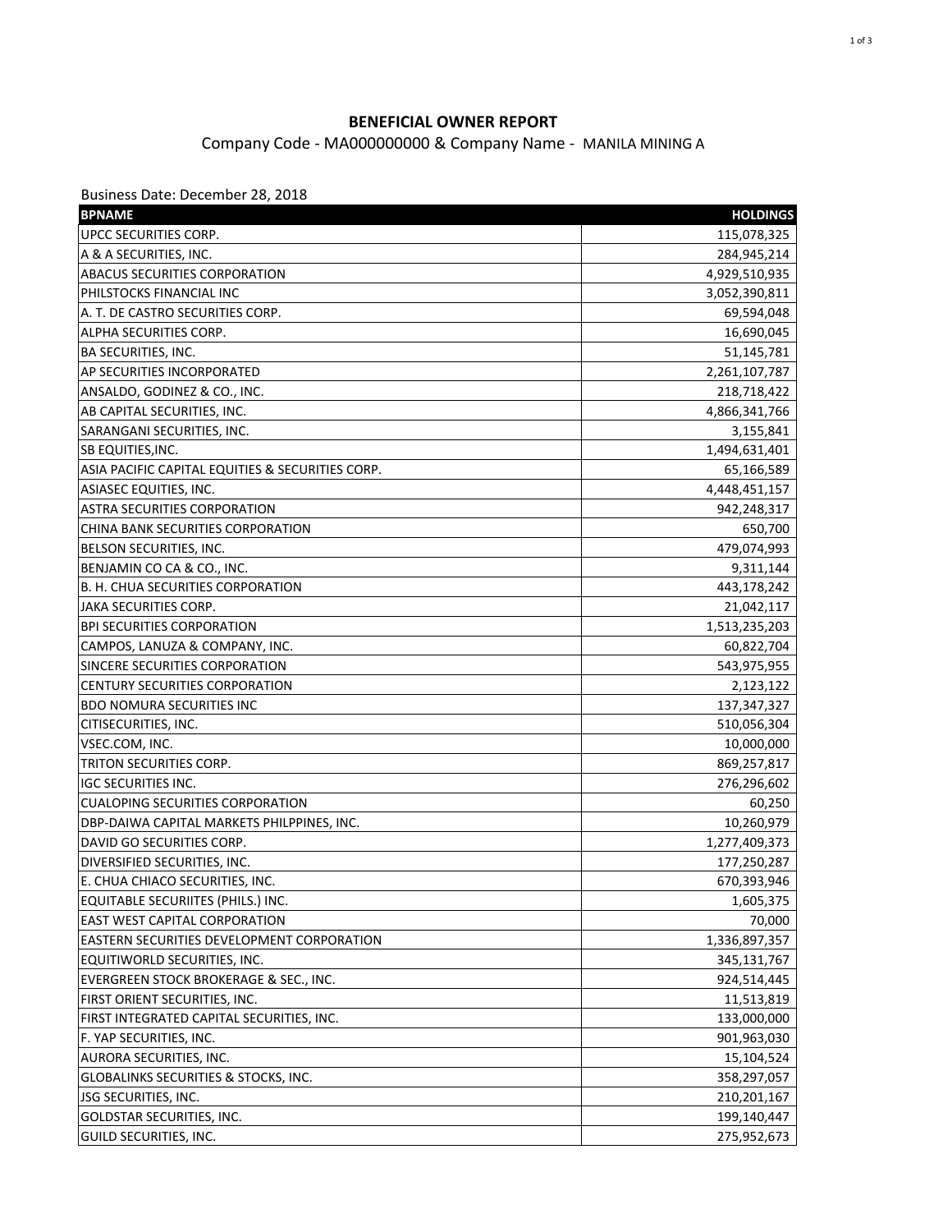## BENEFICIAL OWNER REPORT

Company Code - MA000000000 & Company Name - MANILA MINING A

Business Date: December 28, 2018

| BPNAME | HOLDINGS |
|---|---:|
| UPCC SECURITIES CORP. | 115,078,325 |
| A & A SECURITIES, INC. | 284,945,214 |
| ABACUS SECURITIES CORPORATION | 4,929,510,935 |
| PHILSTOCKS FINANCIAL INC | 3,052,390,811 |
| A. T. DE CASTRO SECURITIES CORP. | 69,594,048 |
| ALPHA SECURITIES CORP. | 16,690,045 |
| BA SECURITIES, INC. | 51,145,781 |
| AP SECURITIES INCORPORATED | 2,261,107,787 |
| ANSALDO, GODINEZ & CO., INC. | 218,718,422 |
| AB CAPITAL SECURITIES, INC. | 4,866,341,766 |
| SARANGANI SECURITIES, INC. | 3,155,841 |
| SB EQUITIES,INC. | 1,494,631,401 |
| ASIA PACIFIC CAPITAL EQUITIES & SECURITIES CORP. | 65,166,589 |
| ASIASEC EQUITIES, INC. | 4,448,451,157 |
| ASTRA SECURITIES CORPORATION | 942,248,317 |
| CHINA BANK SECURITIES CORPORATION | 650,700 |
| BELSON SECURITIES, INC. | 479,074,993 |
| BENJAMIN CO CA & CO., INC. | 9,311,144 |
| B. H. CHUA SECURITIES CORPORATION | 443,178,242 |
| JAKA SECURITIES CORP. | 21,042,117 |
| BPI SECURITIES CORPORATION | 1,513,235,203 |
| CAMPOS, LANUZA & COMPANY, INC. | 60,822,704 |
| SINCERE SECURITIES CORPORATION | 543,975,955 |
| CENTURY SECURITIES CORPORATION | 2,123,122 |
| BDO NOMURA SECURITIES INC | 137,347,327 |
| CITISECURITIES, INC. | 510,056,304 |
| VSEC.COM, INC. | 10,000,000 |
| TRITON SECURITIES CORP. | 869,257,817 |
| IGC SECURITIES INC. | 276,296,602 |
| CUALOPING SECURITIES CORPORATION | 60,250 |
| DBP-DAIWA CAPITAL MARKETS PHILPPINES, INC. | 10,260,979 |
| DAVID GO SECURITIES CORP. | 1,277,409,373 |
| DIVERSIFIED SECURITIES, INC. | 177,250,287 |
| E. CHUA CHIACO SECURITIES, INC. | 670,393,946 |
| EQUITABLE SECURIITES (PHILS.) INC. | 1,605,375 |
| EAST WEST CAPITAL CORPORATION | 70,000 |
| EASTERN SECURITIES DEVELOPMENT CORPORATION | 1,336,897,357 |
| EQUITIWORLD SECURITIES, INC. | 345,131,767 |
| EVERGREEN STOCK BROKERAGE & SEC., INC. | 924,514,445 |
| FIRST ORIENT SECURITIES, INC. | 11,513,819 |
| FIRST INTEGRATED CAPITAL SECURITIES, INC. | 133,000,000 |
| F. YAP SECURITIES, INC. | 901,963,030 |
| AURORA SECURITIES, INC. | 15,104,524 |
| GLOBALINKS SECURITIES & STOCKS, INC. | 358,297,057 |
| JSG SECURITIES, INC. | 210,201,167 |
| GOLDSTAR SECURITIES, INC. | 199,140,447 |
| GUILD SECURITIES, INC. | 275,952,673 |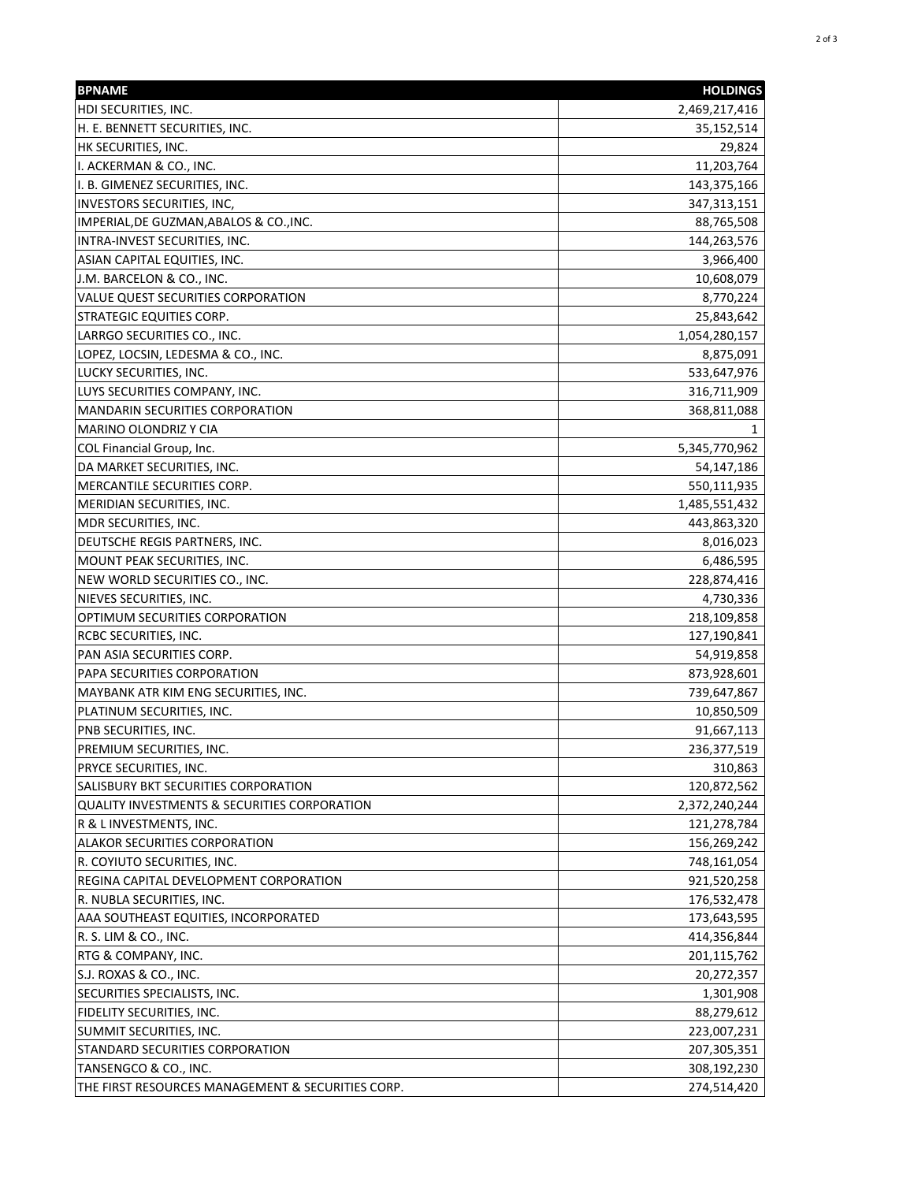| BPNAME | HOLDINGS |
| --- | ---: |
| HDI SECURITIES, INC. | 2,469,217,416 |
| H. E. BENNETT SECURITIES, INC. | 35,152,514 |
| HK SECURITIES, INC. | 29,824 |
| I. ACKERMAN & CO., INC. | 11,203,764 |
| I. B. GIMENEZ SECURITIES, INC. | 143,375,166 |
| INVESTORS SECURITIES, INC, | 347,313,151 |
| IMPERIAL,DE GUZMAN,ABALOS & CO.,INC. | 88,765,508 |
| INTRA-INVEST SECURITIES, INC. | 144,263,576 |
| ASIAN CAPITAL EQUITIES, INC. | 3,966,400 |
| J.M. BARCELON & CO., INC. | 10,608,079 |
| VALUE QUEST SECURITIES CORPORATION | 8,770,224 |
| STRATEGIC EQUITIES CORP. | 25,843,642 |
| LARRGO SECURITIES CO., INC. | 1,054,280,157 |
| LOPEZ, LOCSIN, LEDESMA & CO., INC. | 8,875,091 |
| LUCKY SECURITIES, INC. | 533,647,976 |
| LUYS SECURITIES COMPANY, INC. | 316,711,909 |
| MANDARIN SECURITIES CORPORATION | 368,811,088 |
| MARINO OLONDRIZ Y CIA | 1 |
| COL Financial Group, Inc. | 5,345,770,962 |
| DA MARKET SECURITIES, INC. | 54,147,186 |
| MERCANTILE SECURITIES CORP. | 550,111,935 |
| MERIDIAN SECURITIES, INC. | 1,485,551,432 |
| MDR SECURITIES, INC. | 443,863,320 |
| DEUTSCHE REGIS PARTNERS, INC. | 8,016,023 |
| MOUNT PEAK SECURITIES, INC. | 6,486,595 |
| NEW WORLD SECURITIES CO., INC. | 228,874,416 |
| NIEVES SECURITIES, INC. | 4,730,336 |
| OPTIMUM SECURITIES CORPORATION | 218,109,858 |
| RCBC SECURITIES, INC. | 127,190,841 |
| PAN ASIA SECURITIES CORP. | 54,919,858 |
| PAPA SECURITIES CORPORATION | 873,928,601 |
| MAYBANK ATR KIM ENG SECURITIES, INC. | 739,647,867 |
| PLATINUM SECURITIES, INC. | 10,850,509 |
| PNB SECURITIES, INC. | 91,667,113 |
| PREMIUM SECURITIES, INC. | 236,377,519 |
| PRYCE SECURITIES, INC. | 310,863 |
| SALISBURY BKT SECURITIES CORPORATION | 120,872,562 |
| QUALITY INVESTMENTS & SECURITIES CORPORATION | 2,372,240,244 |
| R & L INVESTMENTS, INC. | 121,278,784 |
| ALAKOR SECURITIES CORPORATION | 156,269,242 |
| R. COYIUTO SECURITIES, INC. | 748,161,054 |
| REGINA CAPITAL DEVELOPMENT CORPORATION | 921,520,258 |
| R. NUBLA SECURITIES, INC. | 176,532,478 |
| AAA SOUTHEAST EQUITIES, INCORPORATED | 173,643,595 |
| R. S. LIM & CO., INC. | 414,356,844 |
| RTG & COMPANY, INC. | 201,115,762 |
| S.J. ROXAS & CO., INC. | 20,272,357 |
| SECURITIES SPECIALISTS, INC. | 1,301,908 |
| FIDELITY SECURITIES, INC. | 88,279,612 |
| SUMMIT SECURITIES, INC. | 223,007,231 |
| STANDARD SECURITIES CORPORATION | 207,305,351 |
| TANSENGCO & CO., INC. | 308,192,230 |
| THE FIRST RESOURCES MANAGEMENT & SECURITIES CORP. | 274,514,420 |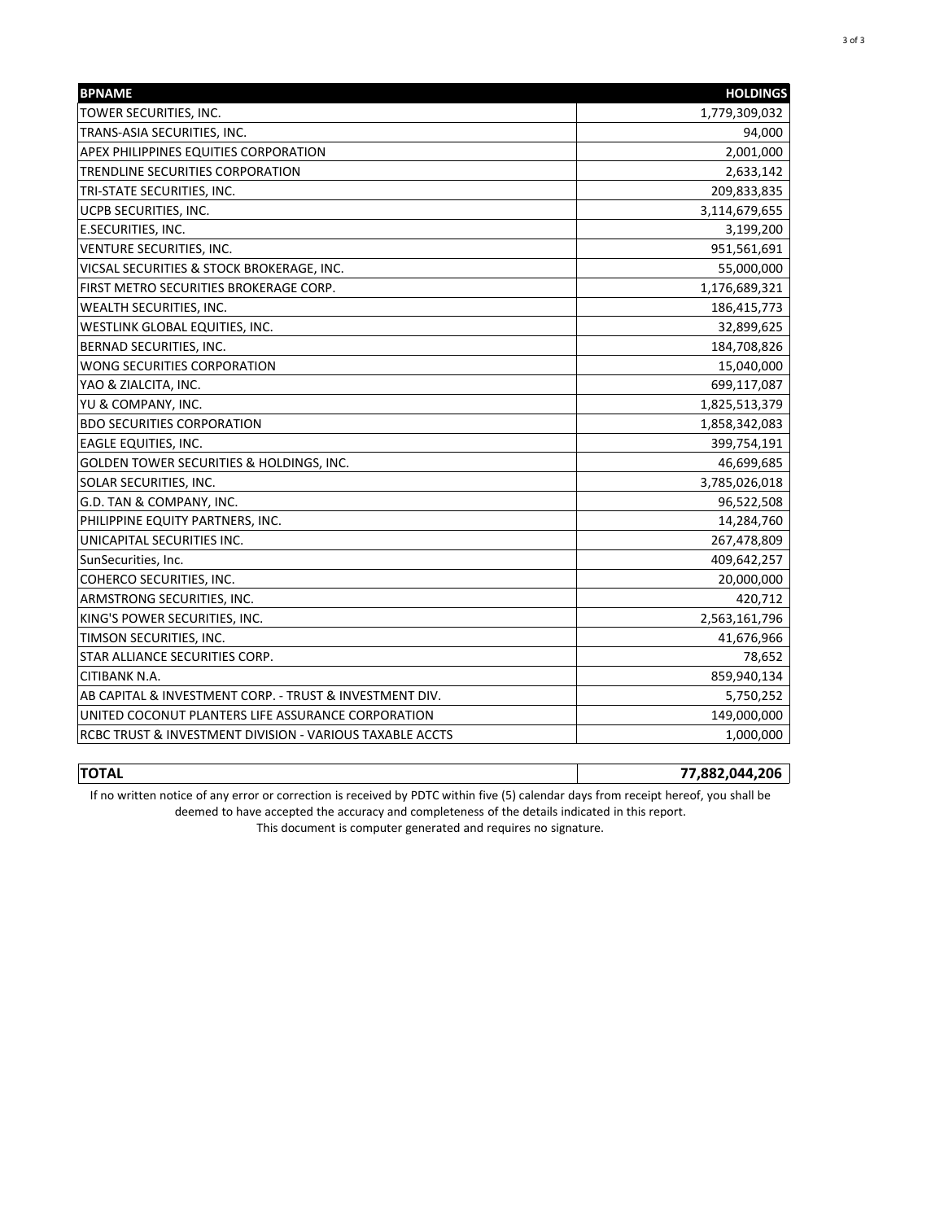| BPNAME | HOLDINGS |
|---|---|
| TOWER SECURITIES, INC. | 1,779,309,032 |
| TRANS-ASIA SECURITIES, INC. | 94,000 |
| APEX PHILIPPINES EQUITIES CORPORATION | 2,001,000 |
| TRENDLINE SECURITIES CORPORATION | 2,633,142 |
| TRI-STATE SECURITIES, INC. | 209,833,835 |
| UCPB SECURITIES, INC. | 3,114,679,655 |
| E.SECURITIES, INC. | 3,199,200 |
| VENTURE SECURITIES, INC. | 951,561,691 |
| VICSAL SECURITIES & STOCK BROKERAGE, INC. | 55,000,000 |
| FIRST METRO SECURITIES BROKERAGE CORP. | 1,176,689,321 |
| WEALTH SECURITIES, INC. | 186,415,773 |
| WESTLINK GLOBAL EQUITIES, INC. | 32,899,625 |
| BERNAD SECURITIES, INC. | 184,708,826 |
| WONG SECURITIES CORPORATION | 15,040,000 |
| YAO & ZIALCITA, INC. | 699,117,087 |
| YU & COMPANY, INC. | 1,825,513,379 |
| BDO SECURITIES CORPORATION | 1,858,342,083 |
| EAGLE EQUITIES, INC. | 399,754,191 |
| GOLDEN TOWER SECURITIES & HOLDINGS, INC. | 46,699,685 |
| SOLAR SECURITIES, INC. | 3,785,026,018 |
| G.D. TAN & COMPANY, INC. | 96,522,508 |
| PHILIPPINE EQUITY PARTNERS, INC. | 14,284,760 |
| UNICAPITAL SECURITIES INC. | 267,478,809 |
| SunSecurities, Inc. | 409,642,257 |
| COHERCO SECURITIES, INC. | 20,000,000 |
| ARMSTRONG SECURITIES, INC. | 420,712 |
| KING'S POWER SECURITIES, INC. | 2,563,161,796 |
| TIMSON SECURITIES, INC. | 41,676,966 |
| STAR ALLIANCE SECURITIES CORP. | 78,652 |
| CITIBANK N.A. | 859,940,134 |
| AB CAPITAL & INVESTMENT CORP. - TRUST & INVESTMENT DIV. | 5,750,252 |
| UNITED COCONUT PLANTERS LIFE ASSURANCE CORPORATION | 149,000,000 |
| RCBC TRUST & INVESTMENT DIVISION - VARIOUS TAXABLE ACCTS | 1,000,000 |

| **TOTAL** | **77,882,044,206** |
|---|---|

If no written notice of any error or correction is received by PDTC within five (5) calendar days from receipt hereof, you shall be deemed to have accepted the accuracy and completeness of the details indicated in this report.

This document is computer generated and requires no signature.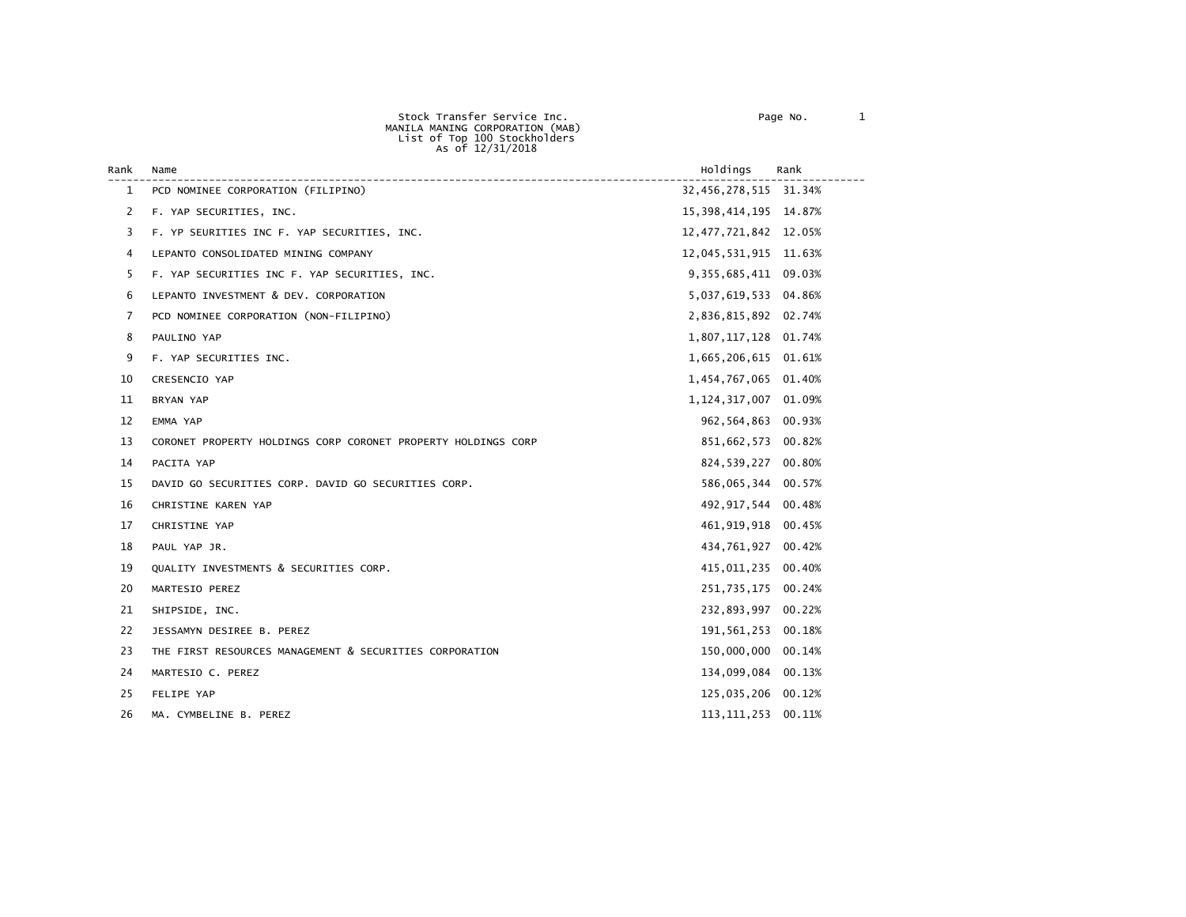Stock Transfer Service Inc.
MANILA MANING CORPORATION (MAB)
List of Top 100 Stockholders
As of 12/31/2018

| Rank | Name | Holdings | Rank |
|---|---|---|---|
| 1 | PCD NOMINEE CORPORATION (FILIPINO) | 32,456,278,515 | 31.34% |
| 2 | F. YAP SECURITIES, INC. | 15,398,414,195 | 14.87% |
| 3 | F. YP SEURITIES INC F. YAP SECURITIES, INC. | 12,477,721,842 | 12.05% |
| 4 | LEPANTO CONSOLIDATED MINING COMPANY | 12,045,531,915 | 11.63% |
| 5 | F. YAP SECURITIES INC F. YAP SECURITIES, INC. | 9,355,685,411 | 09.03% |
| 6 | LEPANTO INVESTMENT & DEV. CORPORATION | 5,037,619,533 | 04.86% |
| 7 | PCD NOMINEE CORPORATION (NON-FILIPINO) | 2,836,815,892 | 02.74% |
| 8 | PAULINO YAP | 1,807,117,128 | 01.74% |
| 9 | F. YAP SECURITIES INC. | 1,665,206,615 | 01.61% |
| 10 | CRESENCIO YAP | 1,454,767,065 | 01.40% |
| 11 | BRYAN YAP | 1,124,317,007 | 01.09% |
| 12 | EMMA YAP | 962,564,863 | 00.93% |
| 13 | CORONET PROPERTY HOLDINGS CORP CORONET PROPERTY HOLDINGS CORP | 851,662,573 | 00.82% |
| 14 | PACITA YAP | 824,539,227 | 00.80% |
| 15 | DAVID GO SECURITIES CORP. DAVID GO SECURITIES CORP. | 586,065,344 | 00.57% |
| 16 | CHRISTINE KAREN YAP | 492,917,544 | 00.48% |
| 17 | CHRISTINE YAP | 461,919,918 | 00.45% |
| 18 | PAUL YAP JR. | 434,761,927 | 00.42% |
| 19 | QUALITY INVESTMENTS & SECURITIES CORP. | 415,011,235 | 00.40% |
| 20 | MARTESIO PEREZ | 251,735,175 | 00.24% |
| 21 | SHIPSIDE, INC. | 232,893,997 | 00.22% |
| 22 | JESSAMYN DESIREE B. PEREZ | 191,561,253 | 00.18% |
| 23 | THE FIRST RESOURCES MANAGEMENT & SECURITIES CORPORATION | 150,000,000 | 00.14% |
| 24 | MARTESIO C. PEREZ | 134,099,084 | 00.13% |
| 25 | FELIPE YAP | 125,035,206 | 00.12% |
| 26 | MA. CYMBELINE B. PEREZ | 113,111,253 | 00.11% |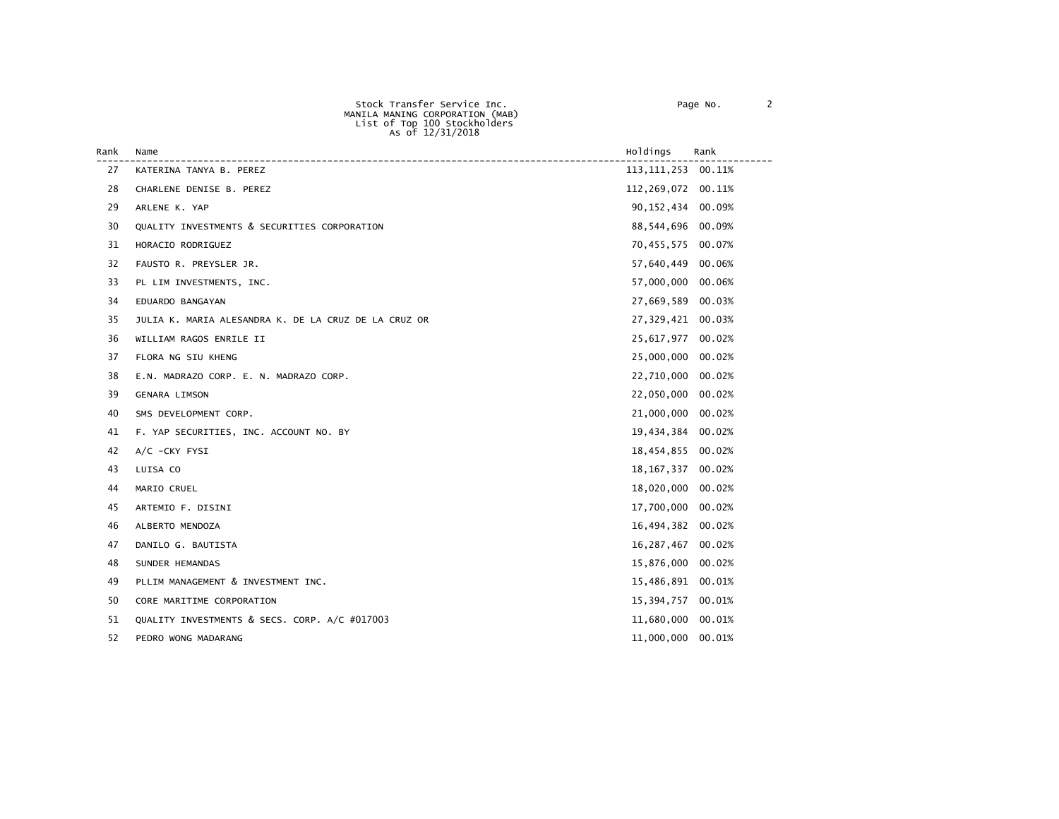Stock Transfer Service Inc.
MANILA MANING CORPORATION (MAB)
List of Top 100 Stockholders
As of 12/31/2018

| Rank | Name | Holdings | Rank |
|---|---|---|---|
| 27 | KATERINA TANYA B. PEREZ | 113,111,253 | 00.11% |
| 28 | CHARLENE DENISE B. PEREZ | 112,269,072 | 00.11% |
| 29 | ARLENE K. YAP | 90,152,434 | 00.09% |
| 30 | QUALITY INVESTMENTS & SECURITIES CORPORATION | 88,544,696 | 00.09% |
| 31 | HORACIO RODRIGUEZ | 70,455,575 | 00.07% |
| 32 | FAUSTO R. PREYSLER JR. | 57,640,449 | 00.06% |
| 33 | PL LIM INVESTMENTS, INC. | 57,000,000 | 00.06% |
| 34 | EDUARDO BANGAYAN | 27,669,589 | 00.03% |
| 35 | JULIA K. MARIA ALESANDRA K. DE LA CRUZ DE LA CRUZ OR | 27,329,421 | 00.03% |
| 36 | WILLIAM RAGOS ENRILE II | 25,617,977 | 00.02% |
| 37 | FLORA NG SIU KHENG | 25,000,000 | 00.02% |
| 38 | E.N. MADRAZO CORP. E. N. MADRAZO CORP. | 22,710,000 | 00.02% |
| 39 | GENARA LIMSON | 22,050,000 | 00.02% |
| 40 | SMS DEVELOPMENT CORP. | 21,000,000 | 00.02% |
| 41 | F. YAP SECURITIES, INC. ACCOUNT NO. BY | 19,434,384 | 00.02% |
| 42 | A/C -CKY FYSI | 18,454,855 | 00.02% |
| 43 | LUISA CO | 18,167,337 | 00.02% |
| 44 | MARIO CRUEL | 18,020,000 | 00.02% |
| 45 | ARTEMIO F. DISINI | 17,700,000 | 00.02% |
| 46 | ALBERTO MENDOZA | 16,494,382 | 00.02% |
| 47 | DANILO G. BAUTISTA | 16,287,467 | 00.02% |
| 48 | SUNDER HEMANDAS | 15,876,000 | 00.02% |
| 49 | PLLIM MANAGEMENT & INVESTMENT INC. | 15,486,891 | 00.01% |
| 50 | CORE MARITIME CORPORATION | 15,394,757 | 00.01% |
| 51 | QUALITY INVESTMENTS & SECS. CORP. A/C #017003 | 11,680,000 | 00.01% |
| 52 | PEDRO WONG MADARANG | 11,000,000 | 00.01% |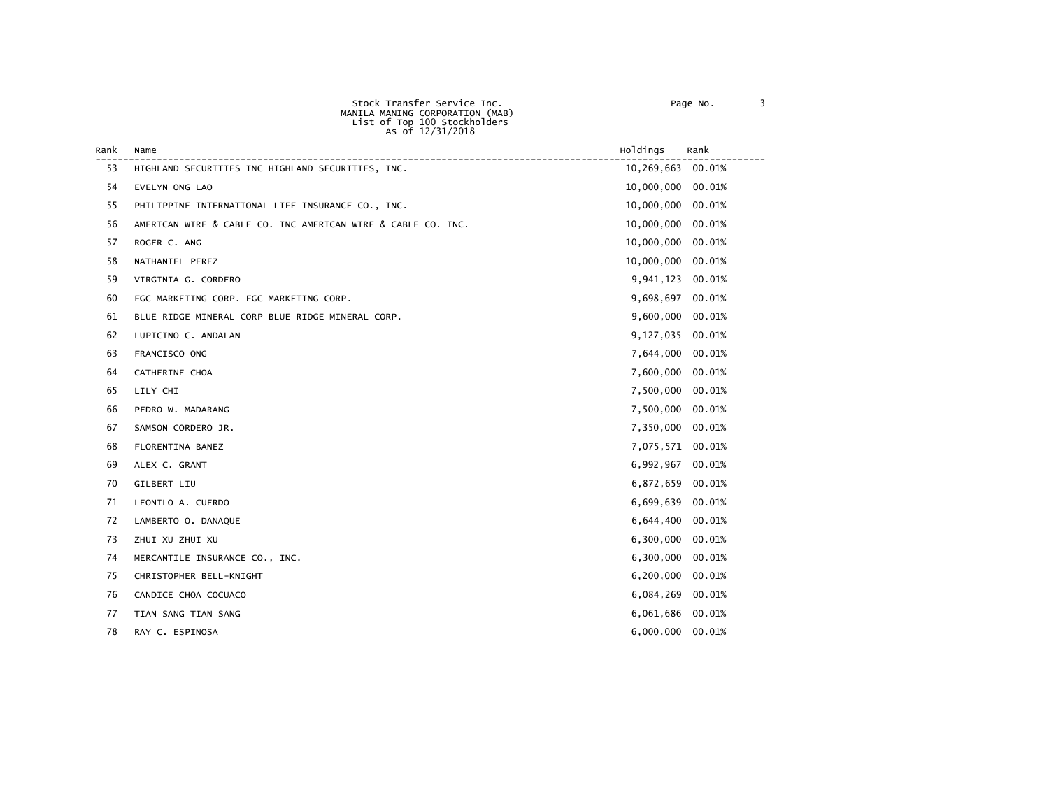Stock Transfer Service Inc.
MANILA MANING CORPORATION (MAB)
List of Top 100 Stockholders
As of 12/31/2018

| Rank | Name | Holdings | Rank |
|---|---|---|---|
| 53 | HIGHLAND SECURITIES INC HIGHLAND SECURITIES, INC. | 10,269,663 | 00.01% |
| 54 | EVELYN ONG LAO | 10,000,000 | 00.01% |
| 55 | PHILIPPINE INTERNATIONAL LIFE INSURANCE CO., INC. | 10,000,000 | 00.01% |
| 56 | AMERICAN WIRE & CABLE CO. INC AMERICAN WIRE & CABLE CO. INC. | 10,000,000 | 00.01% |
| 57 | ROGER C. ANG | 10,000,000 | 00.01% |
| 58 | NATHANIEL PEREZ | 10,000,000 | 00.01% |
| 59 | VIRGINIA G. CORDERO | 9,941,123 | 00.01% |
| 60 | FGC MARKETING CORP. FGC MARKETING CORP. | 9,698,697 | 00.01% |
| 61 | BLUE RIDGE MINERAL CORP BLUE RIDGE MINERAL CORP. | 9,600,000 | 00.01% |
| 62 | LUPICINO C. ANDALAN | 9,127,035 | 00.01% |
| 63 | FRANCISCO ONG | 7,644,000 | 00.01% |
| 64 | CATHERINE CHOA | 7,600,000 | 00.01% |
| 65 | LILY CHI | 7,500,000 | 00.01% |
| 66 | PEDRO W. MADARANG | 7,500,000 | 00.01% |
| 67 | SAMSON CORDERO JR. | 7,350,000 | 00.01% |
| 68 | FLORENTINA BANEZ | 7,075,571 | 00.01% |
| 69 | ALEX C. GRANT | 6,992,967 | 00.01% |
| 70 | GILBERT LIU | 6,872,659 | 00.01% |
| 71 | LEONILO A. CUERDO | 6,699,639 | 00.01% |
| 72 | LAMBERTO O. DANAQUE | 6,644,400 | 00.01% |
| 73 | ZHUI XU ZHUI XU | 6,300,000 | 00.01% |
| 74 | MERCANTILE INSURANCE CO., INC. | 6,300,000 | 00.01% |
| 75 | CHRISTOPHER BELL-KNIGHT | 6,200,000 | 00.01% |
| 76 | CANDICE CHOA COCUACO | 6,084,269 | 00.01% |
| 77 | TIAN SANG TIAN SANG | 6,061,686 | 00.01% |
| 78 | RAY C. ESPINOSA | 6,000,000 | 00.01% |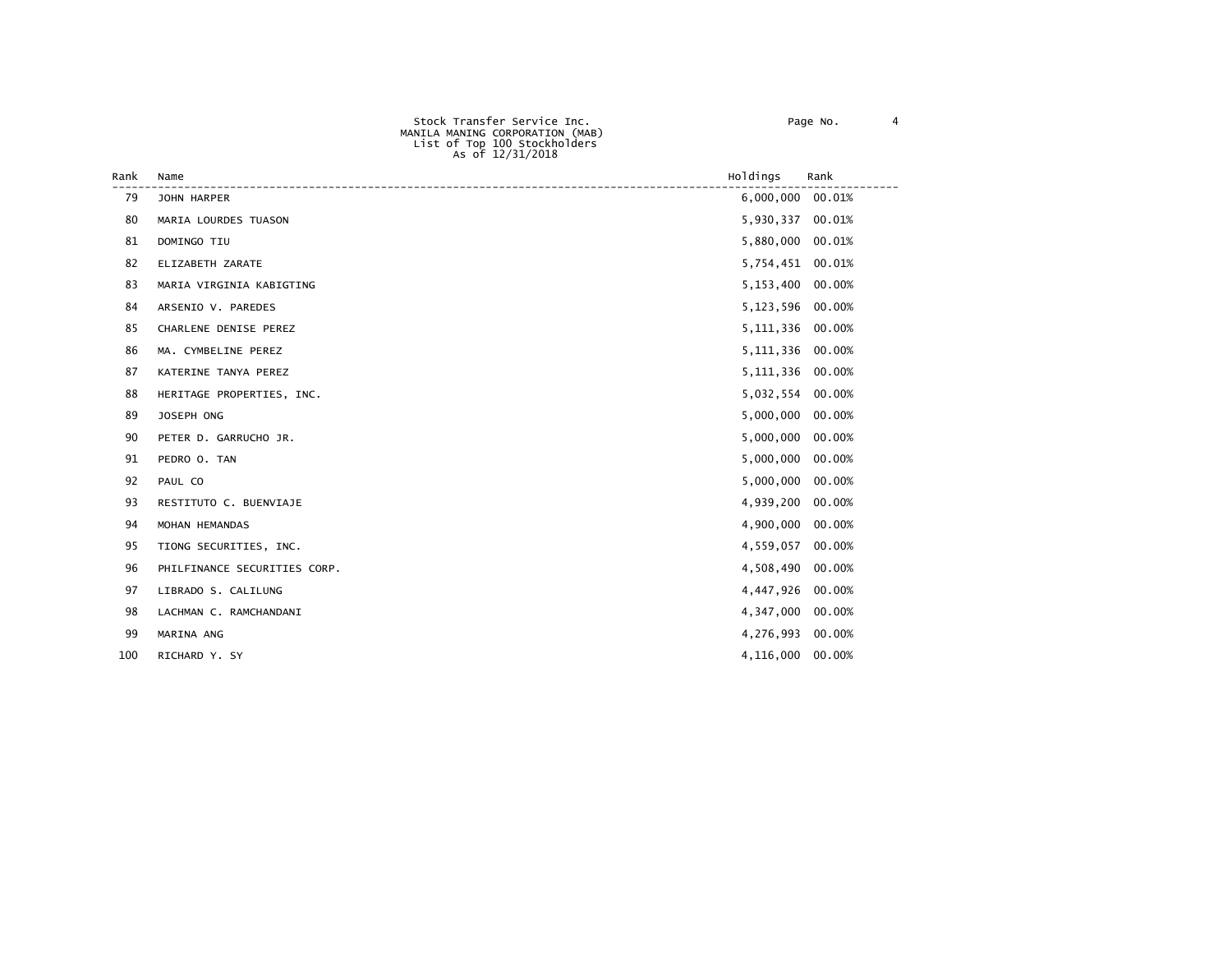Stock Transfer Service Inc.
MANILA MANING CORPORATION (MAB)
List of Top 100 Stockholders
As of 12/31/2018

| Rank | Name | Holdings | Rank |
|---|---|---|---|
| 79 | JOHN HARPER | 6,000,000 | 00.01% |
| 80 | MARIA LOURDES TUASON | 5,930,337 | 00.01% |
| 81 | DOMINGO TIU | 5,880,000 | 00.01% |
| 82 | ELIZABETH ZARATE | 5,754,451 | 00.01% |
| 83 | MARIA VIRGINIA KABIGTING | 5,153,400 | 00.00% |
| 84 | ARSENIO V. PAREDES | 5,123,596 | 00.00% |
| 85 | CHARLENE DENISE PEREZ | 5,111,336 | 00.00% |
| 86 | MA. CYMBELINE PEREZ | 5,111,336 | 00.00% |
| 87 | KATERINE TANYA PEREZ | 5,111,336 | 00.00% |
| 88 | HERITAGE PROPERTIES, INC. | 5,032,554 | 00.00% |
| 89 | JOSEPH ONG | 5,000,000 | 00.00% |
| 90 | PETER D. GARRUCHO JR. | 5,000,000 | 00.00% |
| 91 | PEDRO O. TAN | 5,000,000 | 00.00% |
| 92 | PAUL CO | 5,000,000 | 00.00% |
| 93 | RESTITUTO C. BUENVIAJE | 4,939,200 | 00.00% |
| 94 | MOHAN HEMANDAS | 4,900,000 | 00.00% |
| 95 | TIONG SECURITIES, INC. | 4,559,057 | 00.00% |
| 96 | PHILFINANCE SECURITIES CORP. | 4,508,490 | 00.00% |
| 97 | LIBRADO S. CALILUNG | 4,447,926 | 00.00% |
| 98 | LACHMAN C. RAMCHANDANI | 4,347,000 | 00.00% |
| 99 | MARINA ANG | 4,276,993 | 00.00% |
| 100 | RICHARD Y. SY | 4,116,000 | 00.00% |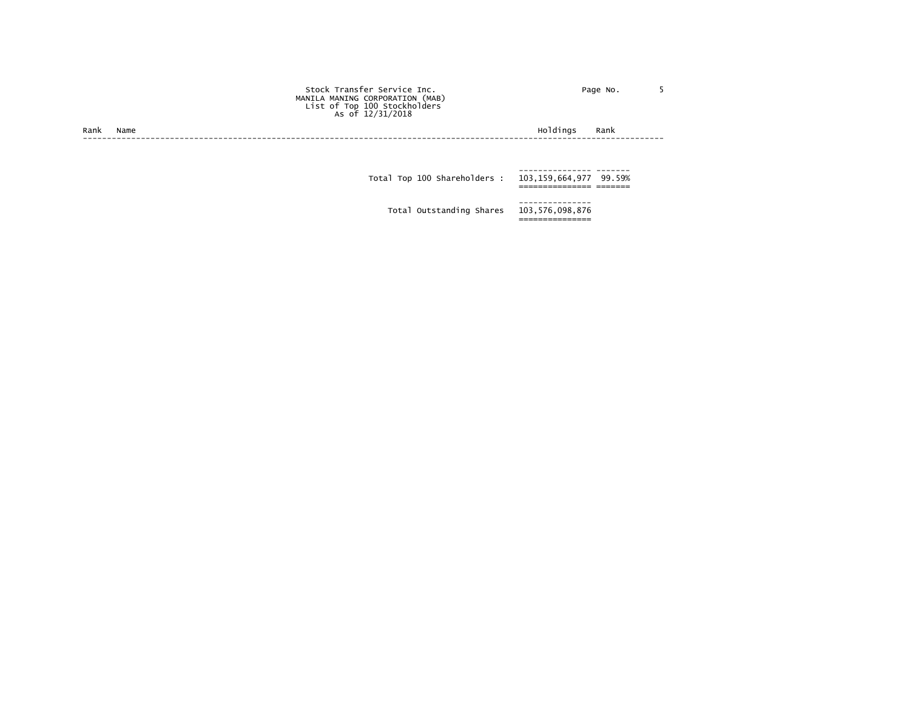Stock Transfer Service Inc.
MANILA MANING CORPORATION (MAB)
List of Top 100 Stockholders
As of 12/31/2018

| Rank | Name | Holdings | Rank |
| --- | --- | --- | --- |
| | Total Top 100 Shareholders : | 103,159,664,977 | 99.59% |
| | Total Outstanding Shares | 103,576,098,876 | |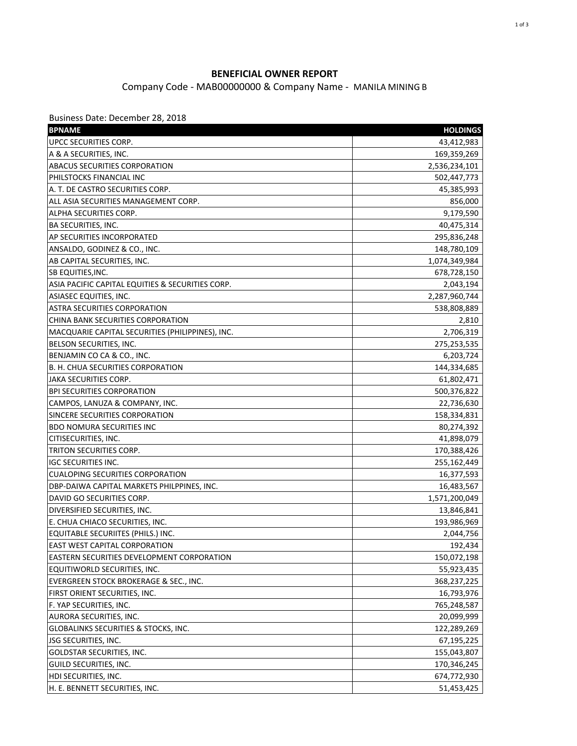# BENEFICIAL OWNER REPORT

Company Code - MAB00000000 & Company Name - MANILA MINING B

Business Date: December 28, 2018

| BPNAME | HOLDINGS |
|---|---:|
| UPCC SECURITIES CORP. | 43,412,983 |
| A & A SECURITIES, INC. | 169,359,269 |
| ABACUS SECURITIES CORPORATION | 2,536,234,101 |
| PHILSTOCKS FINANCIAL INC | 502,447,773 |
| A. T. DE CASTRO SECURITIES CORP. | 45,385,993 |
| ALL ASIA SECURITIES MANAGEMENT CORP. | 856,000 |
| ALPHA SECURITIES CORP. | 9,179,590 |
| BA SECURITIES, INC. | 40,475,314 |
| AP SECURITIES INCORPORATED | 295,836,248 |
| ANSALDO, GODINEZ & CO., INC. | 148,780,109 |
| AB CAPITAL SECURITIES, INC. | 1,074,349,984 |
| SB EQUITIES,INC. | 678,728,150 |
| ASIA PACIFIC CAPITAL EQUITIES & SECURITIES CORP. | 2,043,194 |
| ASIASEC EQUITIES, INC. | 2,287,960,744 |
| ASTRA SECURITIES CORPORATION | 538,808,889 |
| CHINA BANK SECURITIES CORPORATION | 2,810 |
| MACQUARIE CAPITAL SECURITIES (PHILIPPINES), INC. | 2,706,319 |
| BELSON SECURITIES, INC. | 275,253,535 |
| BENJAMIN CO CA & CO., INC. | 6,203,724 |
| B. H. CHUA SECURITIES CORPORATION | 144,334,685 |
| JAKA SECURITIES CORP. | 61,802,471 |
| BPI SECURITIES CORPORATION | 500,376,822 |
| CAMPOS, LANUZA & COMPANY, INC. | 22,736,630 |
| SINCERE SECURITIES CORPORATION | 158,334,831 |
| BDO NOMURA SECURITIES INC | 80,274,392 |
| CITISECURITIES, INC. | 41,898,079 |
| TRITON SECURITIES CORP. | 170,388,426 |
| IGC SECURITIES INC. | 255,162,449 |
| CUALOPING SECURITIES CORPORATION | 16,377,593 |
| DBP-DAIWA CAPITAL MARKETS PHILPPINES, INC. | 16,483,567 |
| DAVID GO SECURITIES CORP. | 1,571,200,049 |
| DIVERSIFIED SECURITIES, INC. | 13,846,841 |
| E. CHUA CHIACO SECURITIES, INC. | 193,986,969 |
| EQUITABLE SECURIITES (PHILS.) INC. | 2,044,756 |
| EAST WEST CAPITAL CORPORATION | 192,434 |
| EASTERN SECURITIES DEVELOPMENT CORPORATION | 150,072,198 |
| EQUITIWORLD SECURITIES, INC. | 55,923,435 |
| EVERGREEN STOCK BROKERAGE & SEC., INC. | 368,237,225 |
| FIRST ORIENT SECURITIES, INC. | 16,793,976 |
| F. YAP SECURITIES, INC. | 765,248,587 |
| AURORA SECURITIES, INC. | 20,099,999 |
| GLOBALINKS SECURITIES & STOCKS, INC. | 122,289,269 |
| JSG SECURITIES, INC. | 67,195,225 |
| GOLDSTAR SECURITIES, INC. | 155,043,807 |
| GUILD SECURITIES, INC. | 170,346,245 |
| HDI SECURITIES, INC. | 674,772,930 |
| H. E. BENNETT SECURITIES, INC. | 51,453,425 |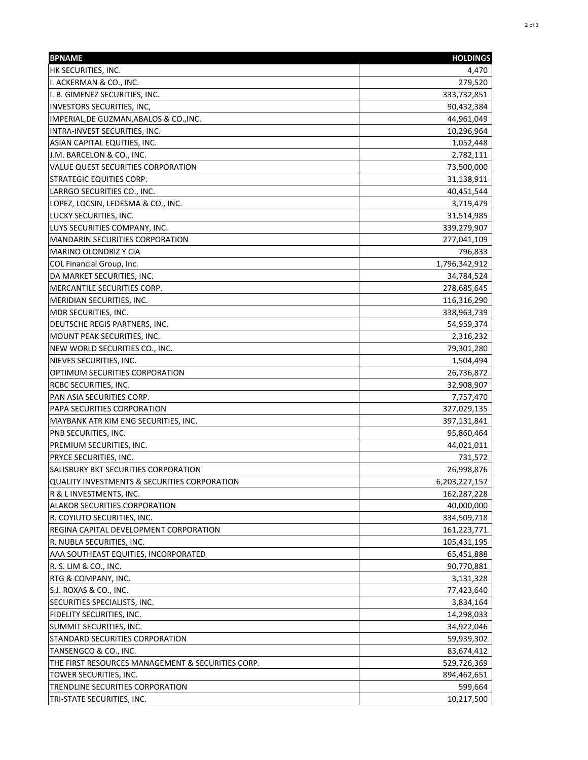| BPNAME | HOLDINGS |
| --- | ---: |
| HK SECURITIES, INC. | 4,470 |
| I. ACKERMAN & CO., INC. | 279,520 |
| I. B. GIMENEZ SECURITIES, INC. | 333,732,851 |
| INVESTORS SECURITIES, INC, | 90,432,384 |
| IMPERIAL,DE GUZMAN,ABALOS & CO.,INC. | 44,961,049 |
| INTRA-INVEST SECURITIES, INC. | 10,296,964 |
| ASIAN CAPITAL EQUITIES, INC. | 1,052,448 |
| J.M. BARCELON & CO., INC. | 2,782,111 |
| VALUE QUEST SECURITIES CORPORATION | 73,500,000 |
| STRATEGIC EQUITIES CORP. | 31,138,911 |
| LARRGO SECURITIES CO., INC. | 40,451,544 |
| LOPEZ, LOCSIN, LEDESMA & CO., INC. | 3,719,479 |
| LUCKY SECURITIES, INC. | 31,514,985 |
| LUYS SECURITIES COMPANY, INC. | 339,279,907 |
| MANDARIN SECURITIES CORPORATION | 277,041,109 |
| MARINO OLONDRIZ Y CIA | 796,833 |
| COL Financial Group, Inc. | 1,796,342,912 |
| DA MARKET SECURITIES, INC. | 34,784,524 |
| MERCANTILE SECURITIES CORP. | 278,685,645 |
| MERIDIAN SECURITIES, INC. | 116,316,290 |
| MDR SECURITIES, INC. | 338,963,739 |
| DEUTSCHE REGIS PARTNERS, INC. | 54,959,374 |
| MOUNT PEAK SECURITIES, INC. | 2,316,232 |
| NEW WORLD SECURITIES CO., INC. | 79,301,280 |
| NIEVES SECURITIES, INC. | 1,504,494 |
| OPTIMUM SECURITIES CORPORATION | 26,736,872 |
| RCBC SECURITIES, INC. | 32,908,907 |
| PAN ASIA SECURITIES CORP. | 7,757,470 |
| PAPA SECURITIES CORPORATION | 327,029,135 |
| MAYBANK ATR KIM ENG SECURITIES, INC. | 397,131,841 |
| PNB SECURITIES, INC. | 95,860,464 |
| PREMIUM SECURITIES, INC. | 44,021,011 |
| PRYCE SECURITIES, INC. | 731,572 |
| SALISBURY BKT SECURITIES CORPORATION | 26,998,876 |
| QUALITY INVESTMENTS & SECURITIES CORPORATION | 6,203,227,157 |
| R & L INVESTMENTS, INC. | 162,287,228 |
| ALAKOR SECURITIES CORPORATION | 40,000,000 |
| R. COYIUTO SECURITIES, INC. | 334,509,718 |
| REGINA CAPITAL DEVELOPMENT CORPORATION | 161,223,771 |
| R. NUBLA SECURITIES, INC. | 105,431,195 |
| AAA SOUTHEAST EQUITIES, INCORPORATED | 65,451,888 |
| R. S. LIM & CO., INC. | 90,770,881 |
| RTG & COMPANY, INC. | 3,131,328 |
| S.J. ROXAS & CO., INC. | 77,423,640 |
| SECURITIES SPECIALISTS, INC. | 3,834,164 |
| FIDELITY SECURITIES, INC. | 14,298,033 |
| SUMMIT SECURITIES, INC. | 34,922,046 |
| STANDARD SECURITIES CORPORATION | 59,939,302 |
| TANSENGCO & CO., INC. | 83,674,412 |
| THE FIRST RESOURCES MANAGEMENT & SECURITIES CORP. | 529,726,369 |
| TOWER SECURITIES, INC. | 894,462,651 |
| TRENDLINE SECURITIES CORPORATION | 599,664 |
| TRI-STATE SECURITIES, INC. | 10,217,500 |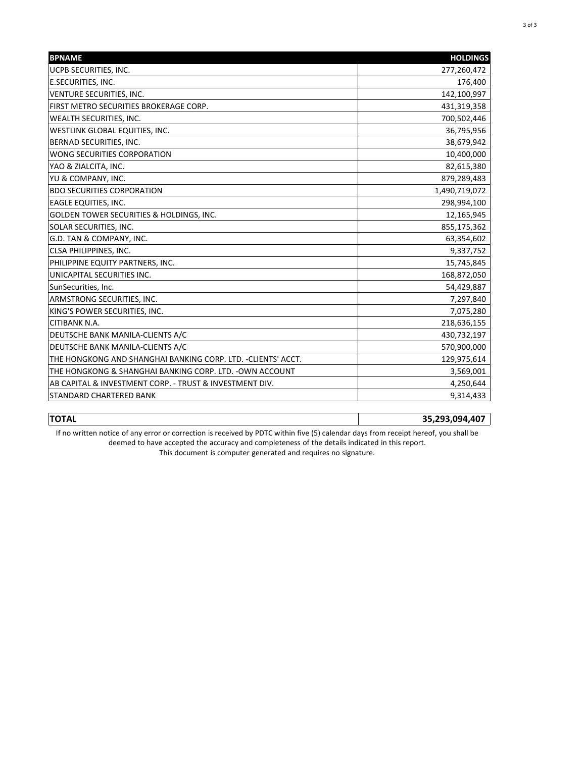| BPNAME | HOLDINGS |
| --- | --- |
| UCPB SECURITIES, INC. | 277,260,472 |
| E.SECURITIES, INC. | 176,400 |
| VENTURE SECURITIES, INC. | 142,100,997 |
| FIRST METRO SECURITIES BROKERAGE CORP. | 431,319,358 |
| WEALTH SECURITIES, INC. | 700,502,446 |
| WESTLINK GLOBAL EQUITIES, INC. | 36,795,956 |
| BERNAD SECURITIES, INC. | 38,679,942 |
| WONG SECURITIES CORPORATION | 10,400,000 |
| YAO & ZIALCITA, INC. | 82,615,380 |
| YU & COMPANY, INC. | 879,289,483 |
| BDO SECURITIES CORPORATION | 1,490,719,072 |
| EAGLE EQUITIES, INC. | 298,994,100 |
| GOLDEN TOWER SECURITIES & HOLDINGS, INC. | 12,165,945 |
| SOLAR SECURITIES, INC. | 855,175,362 |
| G.D. TAN & COMPANY, INC. | 63,354,602 |
| CLSA PHILIPPINES, INC. | 9,337,752 |
| PHILIPPINE EQUITY PARTNERS, INC. | 15,745,845 |
| UNICAPITAL SECURITIES INC. | 168,872,050 |
| SunSecurities, Inc. | 54,429,887 |
| ARMSTRONG SECURITIES, INC. | 7,297,840 |
| KING'S POWER SECURITIES, INC. | 7,075,280 |
| CITIBANK N.A. | 218,636,155 |
| DEUTSCHE BANK MANILA-CLIENTS A/C | 430,732,197 |
| DEUTSCHE BANK MANILA-CLIENTS A/C | 570,900,000 |
| THE HONGKONG AND SHANGHAI BANKING CORP. LTD. -CLIENTS' ACCT. | 129,975,614 |
| THE HONGKONG & SHANGHAI BANKING CORP. LTD. -OWN ACCOUNT | 3,569,001 |
| AB CAPITAL & INVESTMENT CORP. - TRUST & INVESTMENT DIV. | 4,250,644 |
| STANDARD CHARTERED BANK | 9,314,433 |
| **TOTAL** | **35,293,094,407** |

If no written notice of any error or correction is received by PDTC within five (5) calendar days from receipt hereof, you shall be deemed to have accepted the accuracy and completeness of the details indicated in this report.

This document is computer generated and requires no signature.